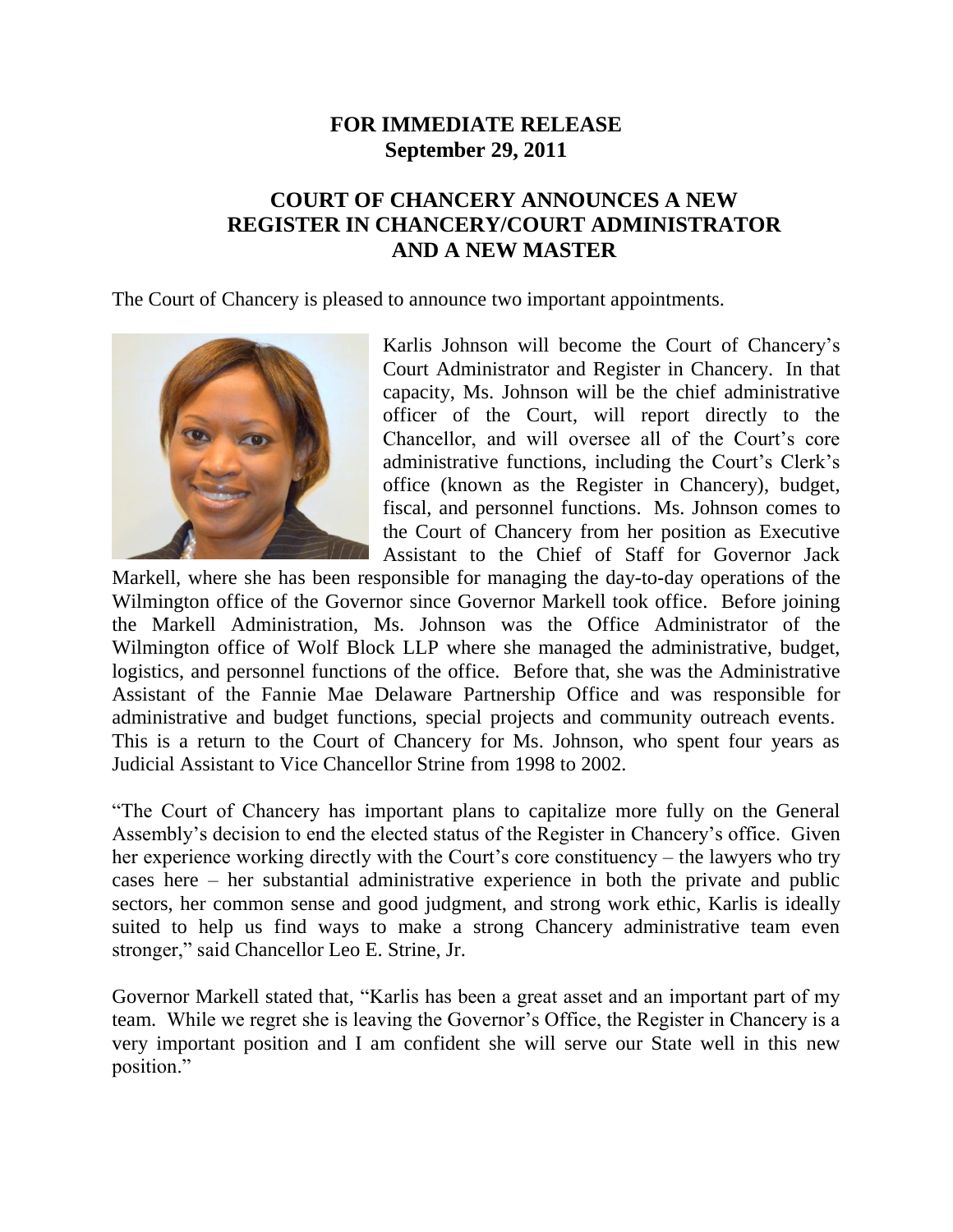**FOR IMMEDIATE RELEASE**
**September 29, 2011**

## COURT OF CHANCERY ANNOUNCES A NEW REGISTER IN CHANCERY/COURT ADMINISTRATOR AND A NEW MASTER

The Court of Chancery is pleased to announce two important appointments.

Karlis Johnson will become the Court of Chancery's Court Administrator and Register in Chancery. In that capacity, Ms. Johnson will be the chief administrative officer of the Court, will report directly to the Chancellor, and will oversee all of the Court's core administrative functions, including the Court's Clerk's office (known as the Register in Chancery), budget, fiscal, and personnel functions. Ms. Johnson comes to the Court of Chancery from her position as Executive Assistant to the Chief of Staff for Governor Jack Markell, where she has been responsible for managing the day-to-day operations of the Wilmington office of the Governor since Governor Markell took office. Before joining the Markell Administration, Ms. Johnson was the Office Administrator of the Wilmington office of Wolf Block LLP where she managed the administrative, budget, logistics, and personnel functions of the office. Before that, she was the Administrative Assistant of the Fannie Mae Delaware Partnership Office and was responsible for administrative and budget functions, special projects and community outreach events. This is a return to the Court of Chancery for Ms. Johnson, who spent four years as Judicial Assistant to Vice Chancellor Strine from 1998 to 2002.

"The Court of Chancery has important plans to capitalize more fully on the General Assembly's decision to end the elected status of the Register in Chancery's office. Given her experience working directly with the Court's core constituency – the lawyers who try cases here – her substantial administrative experience in both the private and public sectors, her common sense and good judgment, and strong work ethic, Karlis is ideally suited to help us find ways to make a strong Chancery administrative team even stronger," said Chancellor Leo E. Strine, Jr.

Governor Markell stated that, "Karlis has been a great asset and an important part of my team. While we regret she is leaving the Governor's Office, the Register in Chancery is a very important position and I am confident she will serve our State well in this new position."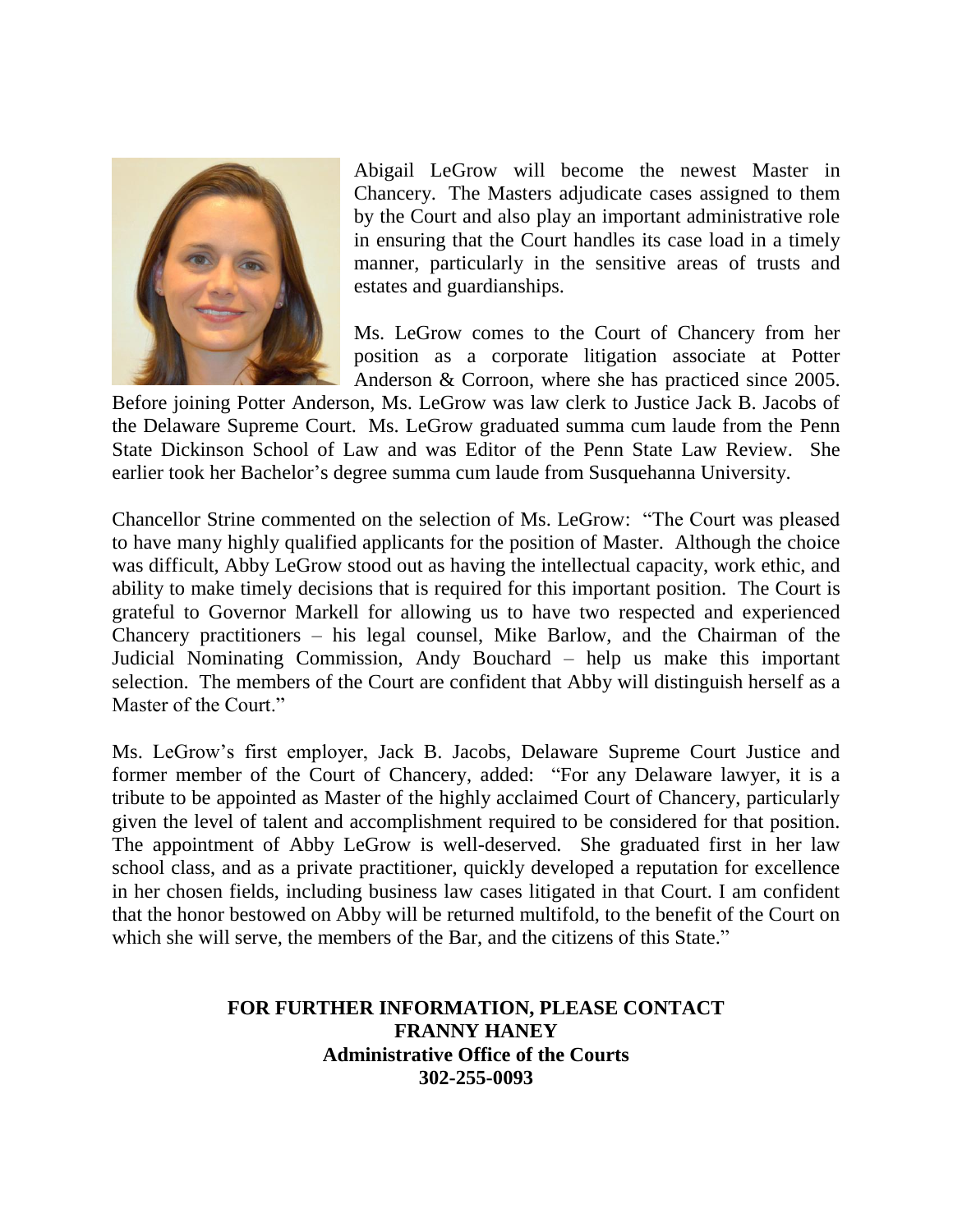Abigail LeGrow will become the newest Master in Chancery. The Masters adjudicate cases assigned to them by the Court and also play an important administrative role in ensuring that the Court handles its case load in a timely manner, particularly in the sensitive areas of trusts and estates and guardianships.

Ms. LeGrow comes to the Court of Chancery from her position as a corporate litigation associate at Potter Anderson & Corroon, where she has practiced since 2005. Before joining Potter Anderson, Ms. LeGrow was law clerk to Justice Jack B. Jacobs of the Delaware Supreme Court. Ms. LeGrow graduated summa cum laude from the Penn State Dickinson School of Law and was Editor of the Penn State Law Review. She earlier took her Bachelor's degree summa cum laude from Susquehanna University.

Chancellor Strine commented on the selection of Ms. LeGrow: "The Court was pleased to have many highly qualified applicants for the position of Master. Although the choice was difficult, Abby LeGrow stood out as having the intellectual capacity, work ethic, and ability to make timely decisions that is required for this important position. The Court is grateful to Governor Markell for allowing us to have two respected and experienced Chancery practitioners – his legal counsel, Mike Barlow, and the Chairman of the Judicial Nominating Commission, Andy Bouchard – help us make this important selection. The members of the Court are confident that Abby will distinguish herself as a Master of the Court."

Ms. LeGrow's first employer, Jack B. Jacobs, Delaware Supreme Court Justice and former member of the Court of Chancery, added: "For any Delaware lawyer, it is a tribute to be appointed as Master of the highly acclaimed Court of Chancery, particularly given the level of talent and accomplishment required to be considered for that position. The appointment of Abby LeGrow is well-deserved. She graduated first in her law school class, and as a private practitioner, quickly developed a reputation for excellence in her chosen fields, including business law cases litigated in that Court. I am confident that the honor bestowed on Abby will be returned multifold, to the benefit of the Court on which she will serve, the members of the Bar, and the citizens of this State."

**FOR FURTHER INFORMATION, PLEASE CONTACT**
**FRANNY HANEY**
**Administrative Office of the Courts**
**302-255-0093**